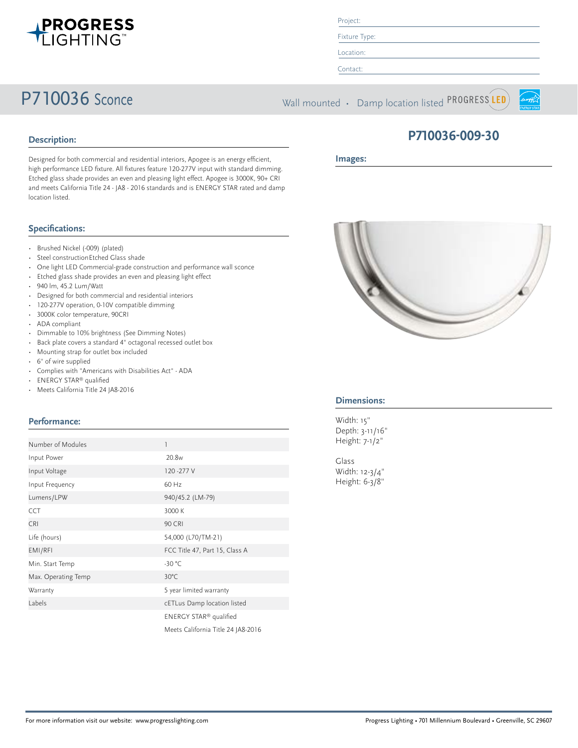Project:

Fixture Type:

Location:

Contact:

# P710036 Sconce

Wall mounted • Damp location listed

## P710036-009-30

## Description:

Designed for both commercial and residential interiors, Apogee is an energy efficient, high performance LED fixture. All fixtures feature 120-277V input with standard dimming. Etched glass shade provides an even and pleasing light effect. Apogee is 3000K, 90+ CRI and meets California Title 24 - JA8 - 2016 standards and is ENERGY STAR rated and damp location listed.

## Images:

## Specifications:

- Brushed Nickel (-009) (plated)
- Steel constructionEtched Glass shade
- One light LED Commercial-grade construction and performance wall sconce
- Etched glass shade provides an even and pleasing light effect
- 940 lm, 45.2 Lum/Watt
- Designed for both commercial and residential interiors
- 120-277V operation, 0-10V compatible dimming
- 3000K color temperature, 90CRI
- ADA compliant
- Dimmable to 10% brightness (See Dimming Notes)
- Back plate covers a standard 4" octagonal recessed outlet box
- Mounting strap for outlet box included
- 6" of wire supplied
- Complies with "Americans with Disabilities Act" - ADA
- ENERGY STAR® qualified
- Meets California Title 24 JA8-2016

## Dimensions:

Width: 15"
Depth: 3-11/16"
Height: 7-1/2"

Glass
Width: 12-3/4"
Height: 6-3/8"

## Performance:

| | |
|---|---|
| Number of Modules | 1 |
| Input Power | 20.8w |
| Input Voltage | 120 -277 V |
| Input Frequency | 60 Hz |
| Lumens/LPW | 940/45.2 (LM-79) |
| CCT | 3000 K |
| CRI | 90 CRI |
| Life (hours) | 54,000 (L70/TM-21) |
| EMI/RFI | FCC Title 47, Part 15, Class A |
| Min. Start Temp | -30 °C |
| Max. Operating Temp | 30°C |
| Warranty | 5 year limited warranty |
| Labels | cETLus Damp location listed |
| | ENERGY STAR® qualified |
| | Meets California Title 24 JA8-2016 |

For more information visit our website: www.progresslighting.com

Progress Lighting • 701 Millennium Boulevard • Greenville, SC 29607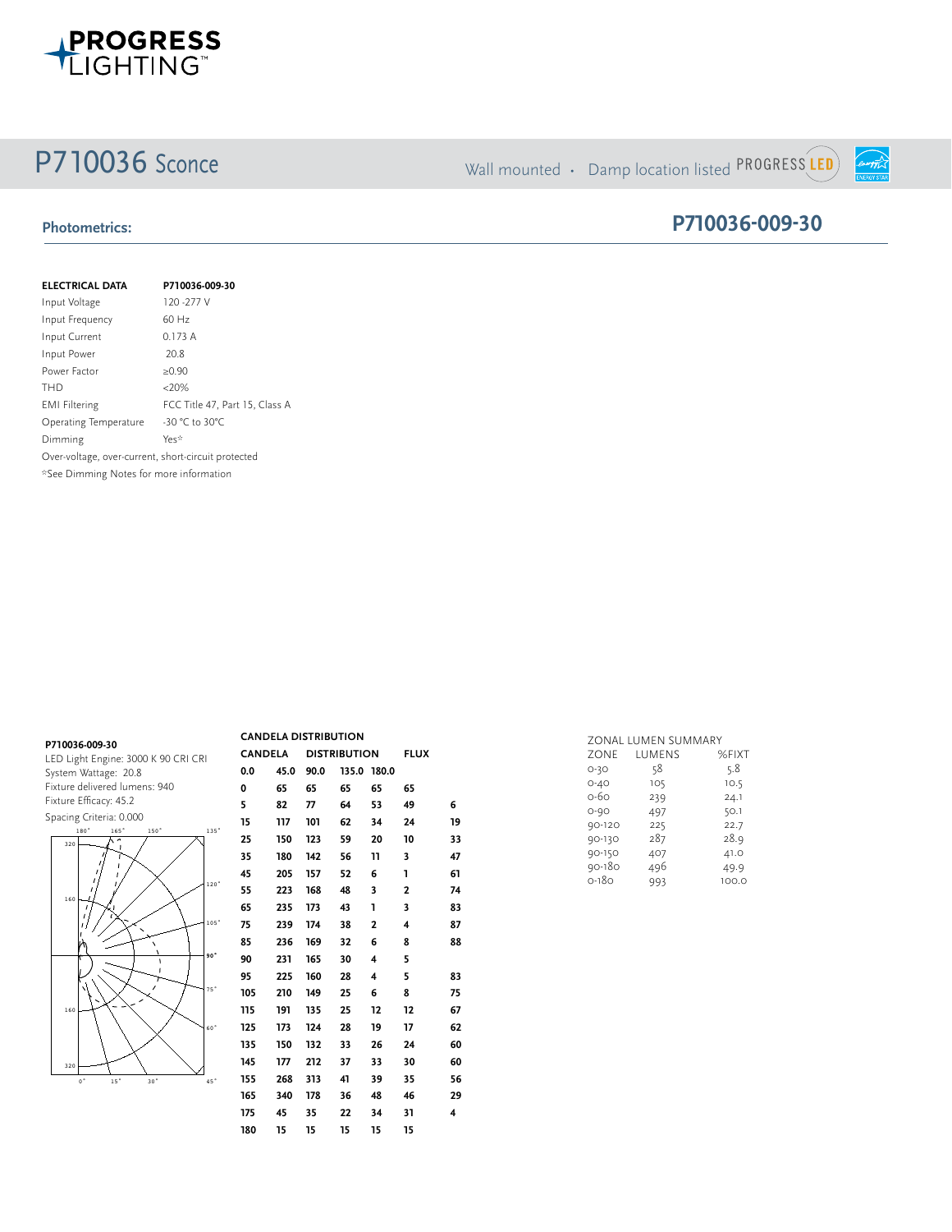# P710036 Sconce

Wall mounted · Damp location listed PROGRESS LED

## Photometrics:

## P710036-009-30

| ELECTRICAL DATA | P710036-009-30 |
|---|---|
| Input Voltage | 120 -277 V |
| Input Frequency | 60 Hz |
| Input Current | 0.173 A |
| Input Power | 20.8 |
| Power Factor | ≥0.90 |
| THD | <20% |
| EMI Filtering | FCC Title 47, Part 15, Class A |
| Operating Temperature | -30 °C to 30°C |
| Dimming | Yes* |

Over-voltage, over-current, short-circuit protected

*See Dimming Notes for more information

**P710036-009-30**

LED Light Engine: 3000 K 90 CRI CRI

System Wattage: 20.8

Fixture delivered lumens: 940

Fixture Efficacy: 45.2

Spacing Criteria: 0.000

**CANDELA DISTRIBUTION**

| CANDELA | DISTRIBUTION | | | | | FLUX |
|---|---|---|---|---|---|---|
| 0.0 | 45.0 | 90.0 | 135.0 | 180.0 | | |
| 0 | 65 | 65 | 65 | 65 | 65 | |
| 5 | 82 | 77 | 64 | 53 | 49 | 6 |
| 15 | 117 | 101 | 62 | 34 | 24 | 19 |
| 25 | 150 | 123 | 59 | 20 | 10 | 33 |
| 35 | 180 | 142 | 56 | 11 | 3 | 47 |
| 45 | 205 | 157 | 52 | 6 | 1 | 61 |
| 55 | 223 | 168 | 48 | 3 | 2 | 74 |
| 65 | 235 | 173 | 43 | 1 | 3 | 83 |
| 75 | 239 | 174 | 38 | 2 | 4 | 87 |
| 85 | 236 | 169 | 32 | 6 | 8 | 88 |
| 90 | 231 | 165 | 30 | 4 | 5 | |
| 95 | 225 | 160 | 28 | 4 | 5 | 83 |
| 105 | 210 | 149 | 25 | 6 | 8 | 75 |
| 115 | 191 | 135 | 25 | 12 | 12 | 67 |
| 125 | 173 | 124 | 28 | 19 | 17 | 62 |
| 135 | 150 | 132 | 33 | 26 | 24 | 60 |
| 145 | 177 | 212 | 37 | 33 | 30 | 60 |
| 155 | 268 | 313 | 41 | 39 | 35 | 56 |
| 165 | 340 | 178 | 36 | 48 | 46 | 29 |
| 175 | 45 | 35 | 22 | 34 | 31 | 4 |
| 180 | 15 | 15 | 15 | 15 | 15 | |

ZONAL LUMEN SUMMARY

| ZONE | LUMENS | %FIXT |
|---|---|---|
| 0-30 | 58 | 5.8 |
| 0-40 | 105 | 10.5 |
| 0-60 | 239 | 24.1 |
| 0-90 | 497 | 50.1 |
| 90-120 | 225 | 22.7 |
| 90-130 | 287 | 28.9 |
| 90-150 | 407 | 41.0 |
| 90-180 | 496 | 49.9 |
| 0-180 | 993 | 100.0 |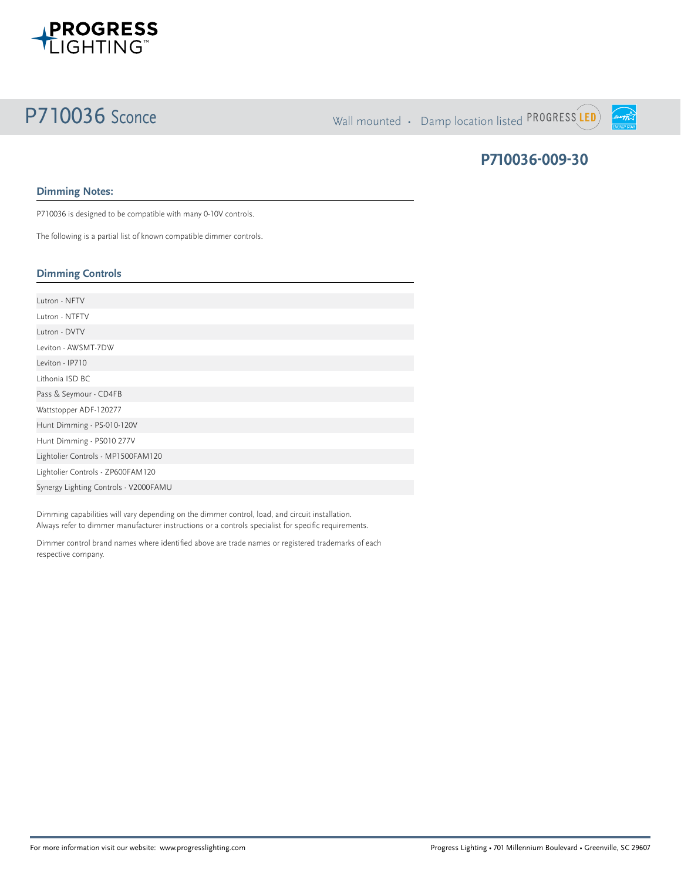# P710036 Sconce

Wall mounted • Damp location listed PROGRESS LED

## P710036-009-30

### Dimming Notes:

P710036 is designed to be compatible with many 0-10V controls.

The following is a partial list of known compatible dimmer controls.

### Dimming Controls

| |
|---|
| Lutron - NFTV |
| Lutron - NTFTV |
| Lutron - DVTV |
| Leviton - AWSMT-7DW |
| Leviton - IP710 |
| Lithonia ISD BC |
| Pass & Seymour - CD4FB |
| Wattstopper ADF-120277 |
| Hunt Dimming - PS-010-120V |
| Hunt Dimming - PS010 277V |
| Lightolier Controls - MP1500FAM120 |
| Lightolier Controls - ZP600FAM120 |
| Synergy Lighting Controls - V2000FAMU |

Dimming capabilities will vary depending on the dimmer control, load, and circuit installation.
Always refer to dimmer manufacturer instructions or a controls specialist for specific requirements.

Dimmer control brand names where identified above are trade names or registered trademarks of each respective company.